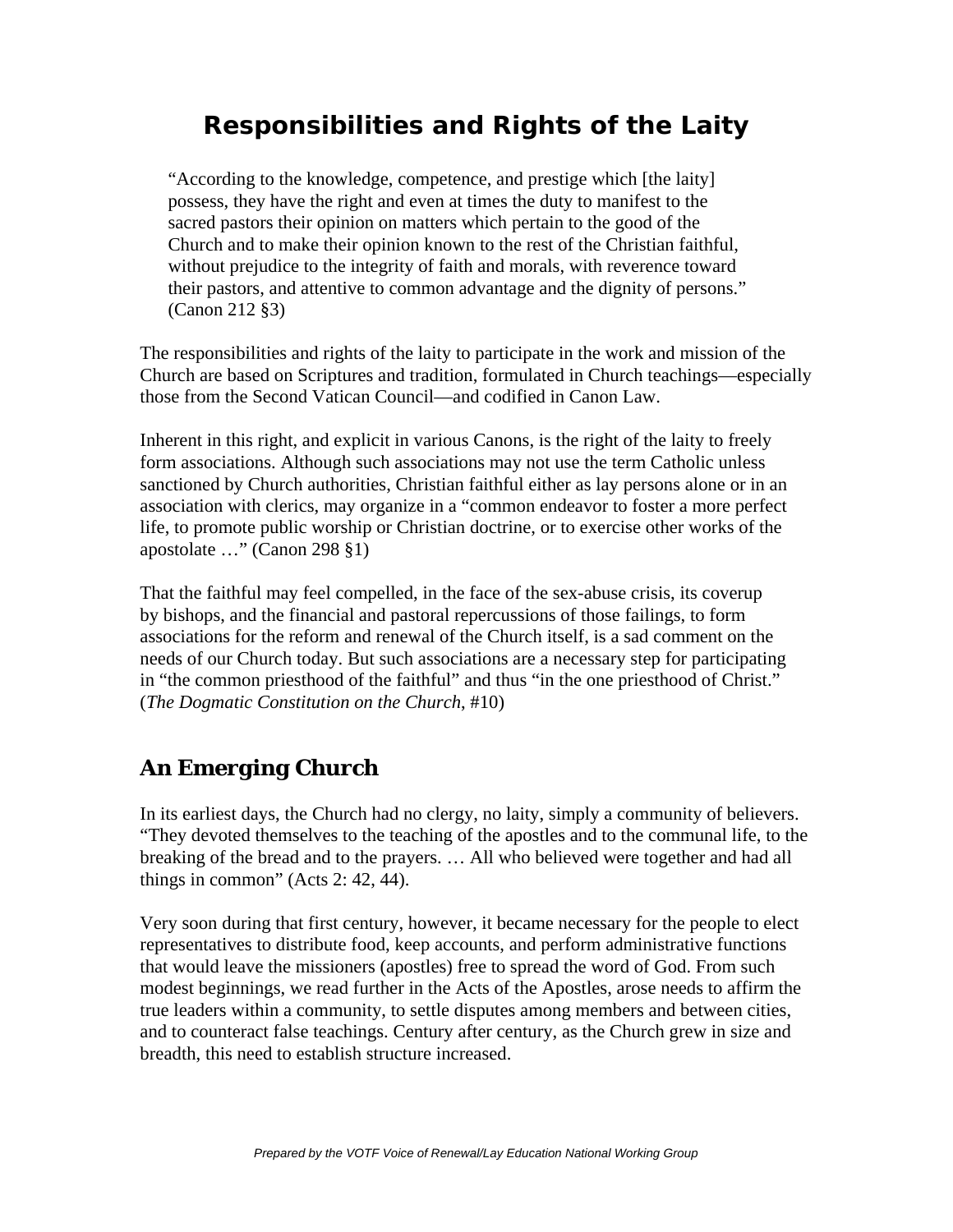# Responsibilities and Rights of the Laity

> "According to the knowledge, competence, and prestige which [the laity] possess, they have the right and even at times the duty to manifest to the sacred pastors their opinion on matters which pertain to the good of the Church and to make their opinion known to the rest of the Christian faithful, without prejudice to the integrity of faith and morals, with reverence toward their pastors, and attentive to common advantage and the dignity of persons." (Canon 212 §3)

The responsibilities and rights of the laity to participate in the work and mission of the Church are based on Scriptures and tradition, formulated in Church teachings—especially those from the Second Vatican Council—and codified in Canon Law.

Inherent in this right, and explicit in various Canons, is the right of the laity to freely form associations. Although such associations may not use the term Catholic unless sanctioned by Church authorities, Christian faithful either as lay persons alone or in an association with clerics, may organize in a "common endeavor to foster a more perfect life, to promote public worship or Christian doctrine, or to exercise other works of the apostolate …" (Canon 298 §1)

That the faithful may feel compelled, in the face of the sex-abuse crisis, its coverup by bishops, and the financial and pastoral repercussions of those failings, to form associations for the reform and renewal of the Church itself, is a sad comment on the needs of our Church today. But such associations are a necessary step for participating in "the common priesthood of the faithful" and thus "in the one priesthood of Christ." (*The Dogmatic Constitution on the Church*, #10)

## An Emerging Church

In its earliest days, the Church had no clergy, no laity, simply a community of believers. "They devoted themselves to the teaching of the apostles and to the communal life, to the breaking of the bread and to the prayers. … All who believed were together and had all things in common" (Acts 2: 42, 44).

Very soon during that first century, however, it became necessary for the people to elect representatives to distribute food, keep accounts, and perform administrative functions that would leave the missioners (apostles) free to spread the word of God. From such modest beginnings, we read further in the Acts of the Apostles, arose needs to affirm the true leaders within a community, to settle disputes among members and between cities, and to counteract false teachings. Century after century, as the Church grew in size and breadth, this need to establish structure increased.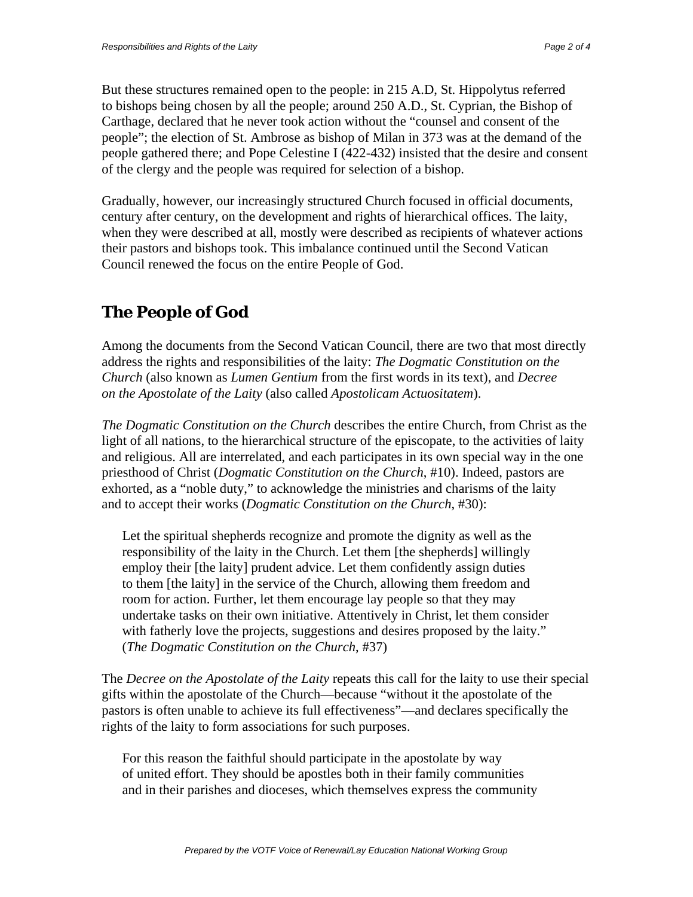But these structures remained open to the people: in 215 A.D, St. Hippolytus referred to bishops being chosen by all the people; around 250 A.D., St. Cyprian, the Bishop of Carthage, declared that he never took action without the "counsel and consent of the people"; the election of St. Ambrose as bishop of Milan in 373 was at the demand of the people gathered there; and Pope Celestine I (422-432) insisted that the desire and consent of the clergy and the people was required for selection of a bishop.

Gradually, however, our increasingly structured Church focused in official documents, century after century, on the development and rights of hierarchical offices. The laity, when they were described at all, mostly were described as recipients of whatever actions their pastors and bishops took. This imbalance continued until the Second Vatican Council renewed the focus on the entire People of God.

## The People of God

Among the documents from the Second Vatican Council, there are two that most directly address the rights and responsibilities of the laity: *The Dogmatic Constitution on the Church* (also known as *Lumen Gentium* from the first words in its text), and *Decree on the Apostolate of the Laity* (also called *Apostolicam Actuositatem*).

*The Dogmatic Constitution on the Church* describes the entire Church, from Christ as the light of all nations, to the hierarchical structure of the episcopate, to the activities of laity and religious. All are interrelated, and each participates in its own special way in the one priesthood of Christ (*Dogmatic Constitution on the Church*, #10). Indeed, pastors are exhorted, as a "noble duty," to acknowledge the ministries and charisms of the laity and to accept their works (*Dogmatic Constitution on the Church*, #30):

> Let the spiritual shepherds recognize and promote the dignity as well as the responsibility of the laity in the Church. Let them [the shepherds] willingly employ their [the laity] prudent advice. Let them confidently assign duties to them [the laity] in the service of the Church, allowing them freedom and room for action. Further, let them encourage lay people so that they may undertake tasks on their own initiative. Attentively in Christ, let them consider with fatherly love the projects, suggestions and desires proposed by the laity." (*The Dogmatic Constitution on the Church*, #37)

The *Decree on the Apostolate of the Laity* repeats this call for the laity to use their special gifts within the apostolate of the Church—because "without it the apostolate of the pastors is often unable to achieve its full effectiveness"—and declares specifically the rights of the laity to form associations for such purposes.

> For this reason the faithful should participate in the apostolate by way of united effort. They should be apostles both in their family communities and in their parishes and dioceses, which themselves express the community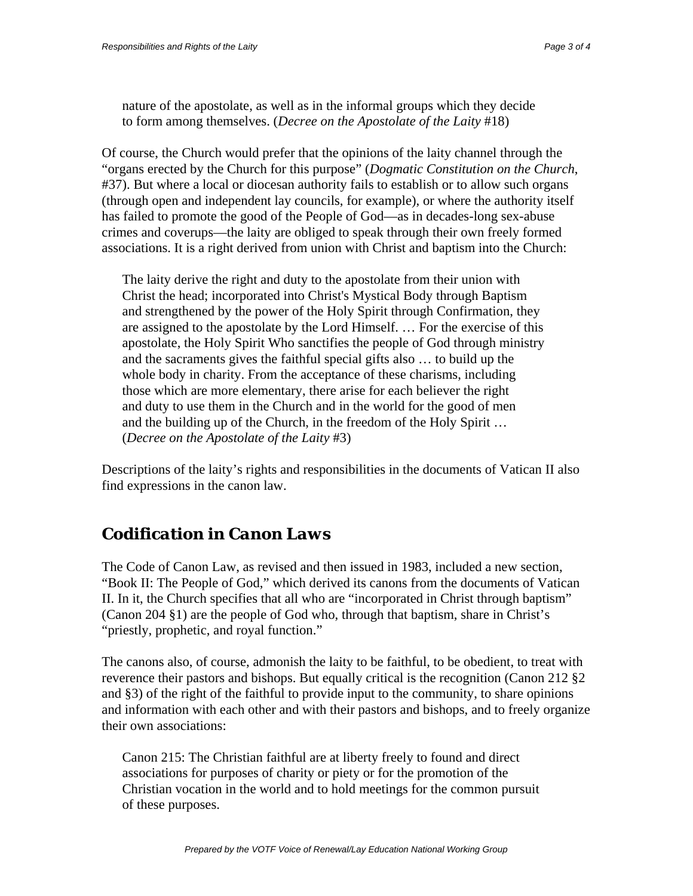> nature of the apostolate, as well as in the informal groups which they decide to form among themselves. (*Decree on the Apostolate of the Laity* #18)

Of course, the Church would prefer that the opinions of the laity channel through the "organs erected by the Church for this purpose" (*Dogmatic Constitution on the Church*, #37). But where a local or diocesan authority fails to establish or to allow such organs (through open and independent lay councils, for example), or where the authority itself has failed to promote the good of the People of God—as in decades-long sex-abuse crimes and coverups—the laity are obliged to speak through their own freely formed associations. It is a right derived from union with Christ and baptism into the Church:

> The laity derive the right and duty to the apostolate from their union with Christ the head; incorporated into Christ's Mystical Body through Baptism and strengthened by the power of the Holy Spirit through Confirmation, they are assigned to the apostolate by the Lord Himself. … For the exercise of this apostolate, the Holy Spirit Who sanctifies the people of God through ministry and the sacraments gives the faithful special gifts also … to build up the whole body in charity. From the acceptance of these charisms, including those which are more elementary, there arise for each believer the right and duty to use them in the Church and in the world for the good of men and the building up of the Church, in the freedom of the Holy Spirit … (*Decree on the Apostolate of the Laity* #3)

Descriptions of the laity's rights and responsibilities in the documents of Vatican II also find expressions in the canon law.

## Codification in Canon Laws

The Code of Canon Law, as revised and then issued in 1983, included a new section, "Book II: The People of God," which derived its canons from the documents of Vatican II. In it, the Church specifies that all who are "incorporated in Christ through baptism" (Canon 204 §1) are the people of God who, through that baptism, share in Christ's "priestly, prophetic, and royal function."

The canons also, of course, admonish the laity to be faithful, to be obedient, to treat with reverence their pastors and bishops. But equally critical is the recognition (Canon 212 §2 and §3) of the right of the faithful to provide input to the community, to share opinions and information with each other and with their pastors and bishops, and to freely organize their own associations:

> Canon 215: The Christian faithful are at liberty freely to found and direct associations for purposes of charity or piety or for the promotion of the Christian vocation in the world and to hold meetings for the common pursuit of these purposes.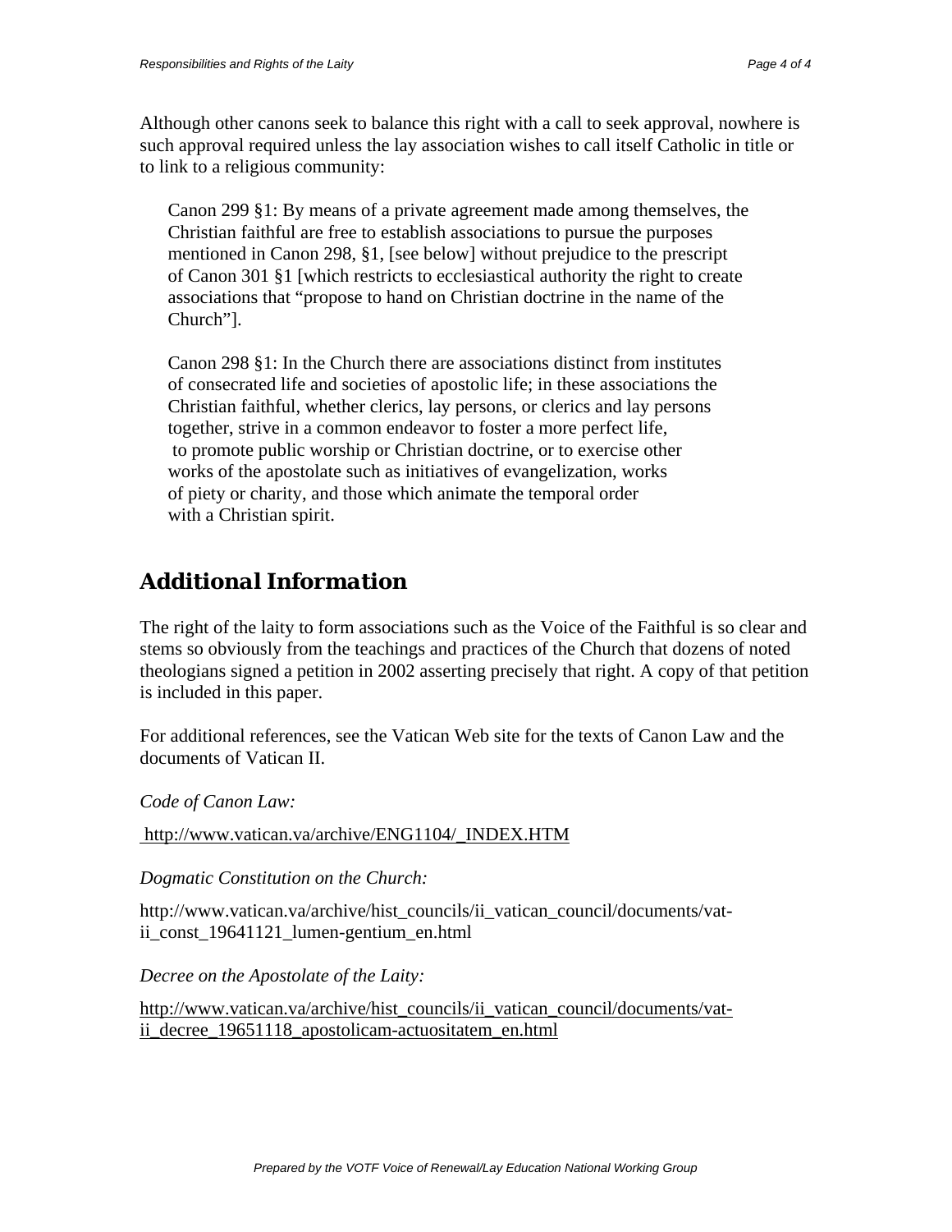Although other canons seek to balance this right with a call to seek approval, nowhere is such approval required unless the lay association wishes to call itself Catholic in title or to link to a religious community:

> Canon 299 §1: By means of a private agreement made among themselves, the Christian faithful are free to establish associations to pursue the purposes mentioned in Canon 298, §1, [see below] without prejudice to the prescript of Canon 301 §1 [which restricts to ecclesiastical authority the right to create associations that "propose to hand on Christian doctrine in the name of the Church"].
>
> Canon 298 §1: In the Church there are associations distinct from institutes of consecrated life and societies of apostolic life; in these associations the Christian faithful, whether clerics, lay persons, or clerics and lay persons together, strive in a common endeavor to foster a more perfect life, to promote public worship or Christian doctrine, or to exercise other works of the apostolate such as initiatives of evangelization, works of piety or charity, and those which animate the temporal order with a Christian spirit.

## Additional Information

The right of the laity to form associations such as the Voice of the Faithful is so clear and stems so obviously from the teachings and practices of the Church that dozens of noted theologians signed a petition in 2002 asserting precisely that right. A copy of that petition is included in this paper.

For additional references, see the Vatican Web site for the texts of Canon Law and the documents of Vatican II.

*Code of Canon Law:*

http://www.vatican.va/archive/ENG1104/_INDEX.HTM

*Dogmatic Constitution on the Church:*

http://www.vatican.va/archive/hist_councils/ii_vatican_council/documents/vat-ii_const_19641121_lumen-gentium_en.html

*Decree on the Apostolate of the Laity:*

http://www.vatican.va/archive/hist_councils/ii_vatican_council/documents/vat-ii_decree_19651118_apostolicam-actuositatem_en.html

*Prepared by the VOTF Voice of Renewal/Lay Education National Working Group*